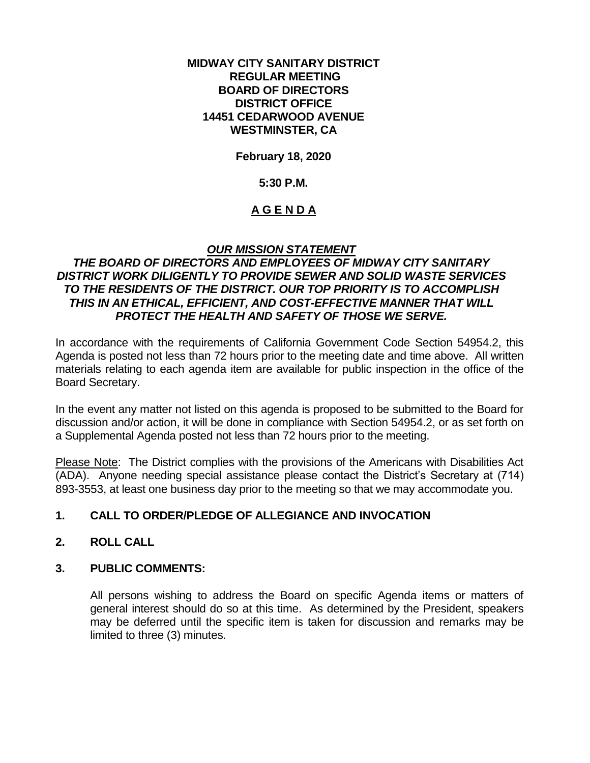**MIDWAY CITY SANITARY DISTRICT**
**REGULAR MEETING**
**BOARD OF DIRECTORS**
**DISTRICT OFFICE**
**14451 CEDARWOOD AVENUE**
**WESTMINSTER, CA**

**February 18, 2020**

**5:30 P.M.**

# A G E N D A

***OUR MISSION STATEMENT***

***THE BOARD OF DIRECTORS AND EMPLOYEES OF MIDWAY CITY SANITARY DISTRICT WORK DILIGENTLY TO PROVIDE SEWER AND SOLID WASTE SERVICES TO THE RESIDENTS OF THE DISTRICT. OUR TOP PRIORITY IS TO ACCOMPLISH THIS IN AN ETHICAL, EFFICIENT, AND COST-EFFECTIVE MANNER THAT WILL PROTECT THE HEALTH AND SAFETY OF THOSE WE SERVE.***

In accordance with the requirements of California Government Code Section 54954.2, this Agenda is posted not less than 72 hours prior to the meeting date and time above. All written materials relating to each agenda item are available for public inspection in the office of the Board Secretary.

In the event any matter not listed on this agenda is proposed to be submitted to the Board for discussion and/or action, it will be done in compliance with Section 54954.2, or as set forth on a Supplemental Agenda posted not less than 72 hours prior to the meeting.

Please Note: The District complies with the provisions of the Americans with Disabilities Act (ADA). Anyone needing special assistance please contact the District's Secretary at (714) 893-3553, at least one business day prior to the meeting so that we may accommodate you.

**1. CALL TO ORDER/PLEDGE OF ALLEGIANCE AND INVOCATION**

**2. ROLL CALL**

**3. PUBLIC COMMENTS:**

All persons wishing to address the Board on specific Agenda items or matters of general interest should do so at this time. As determined by the President, speakers may be deferred until the specific item is taken for discussion and remarks may be limited to three (3) minutes.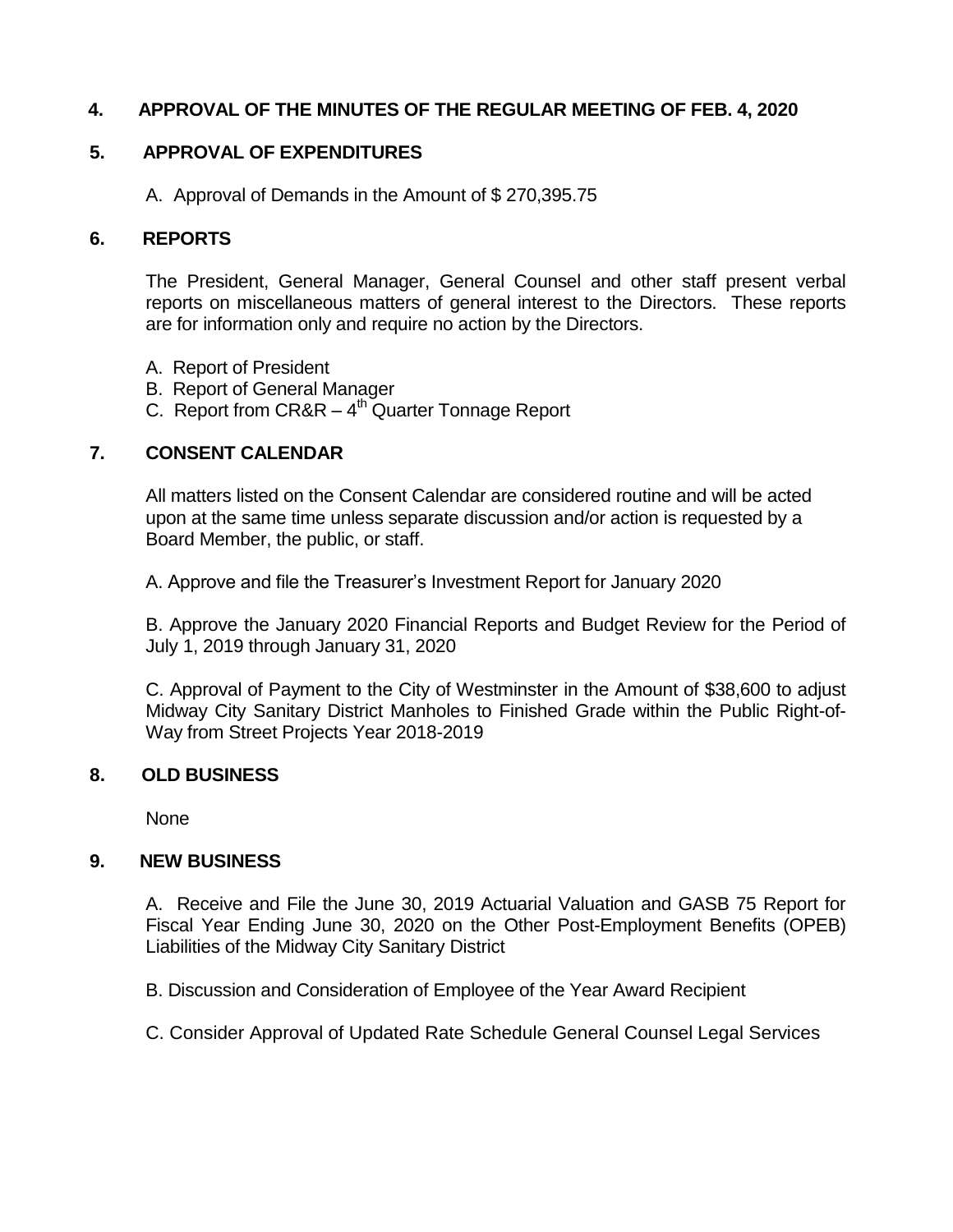## 4. APPROVAL OF THE MINUTES OF THE REGULAR MEETING OF FEB. 4, 2020

## 5. APPROVAL OF EXPENDITURES

A. Approval of Demands in the Amount of $ 270,395.75

## 6. REPORTS

The President, General Manager, General Counsel and other staff present verbal reports on miscellaneous matters of general interest to the Directors. These reports are for information only and require no action by the Directors.

A. Report of President
B. Report of General Manager
C. Report from CR&R – 4th Quarter Tonnage Report

## 7. CONSENT CALENDAR

All matters listed on the Consent Calendar are considered routine and will be acted upon at the same time unless separate discussion and/or action is requested by a Board Member, the public, or staff.

A. Approve and file the Treasurer's Investment Report for January 2020

B. Approve the January 2020 Financial Reports and Budget Review for the Period of July 1, 2019 through January 31, 2020

C. Approval of Payment to the City of Westminster in the Amount of $38,600 to adjust Midway City Sanitary District Manholes to Finished Grade within the Public Right-of-Way from Street Projects Year 2018-2019

## 8. OLD BUSINESS

None

## 9. NEW BUSINESS

A. Receive and File the June 30, 2019 Actuarial Valuation and GASB 75 Report for Fiscal Year Ending June 30, 2020 on the Other Post-Employment Benefits (OPEB) Liabilities of the Midway City Sanitary District

B. Discussion and Consideration of Employee of the Year Award Recipient

C. Consider Approval of Updated Rate Schedule General Counsel Legal Services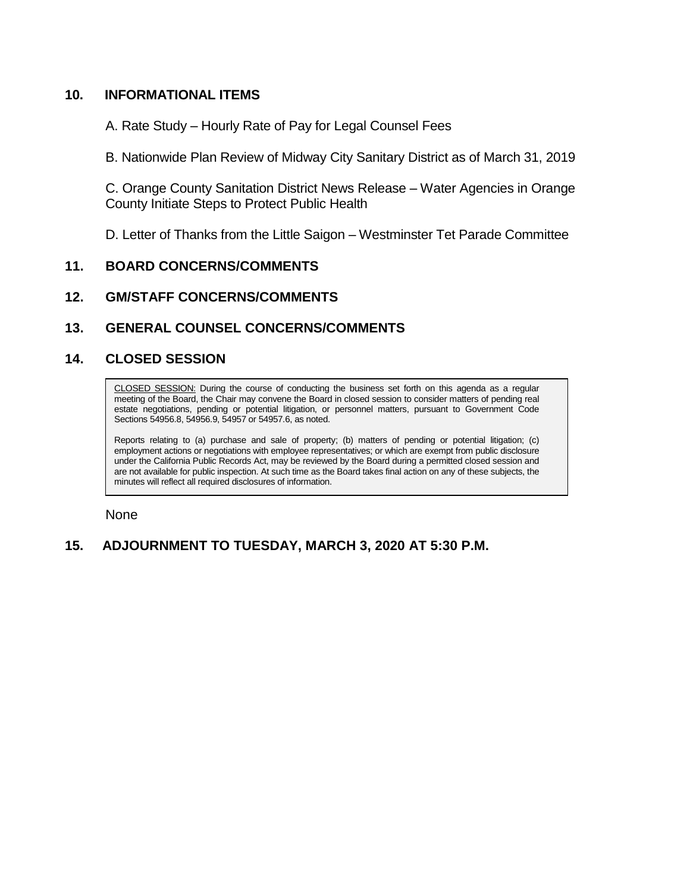## 10. INFORMATIONAL ITEMS

A. Rate Study – Hourly Rate of Pay for Legal Counsel Fees

B. Nationwide Plan Review of Midway City Sanitary District as of March 31, 2019

C. Orange County Sanitation District News Release – Water Agencies in Orange County Initiate Steps to Protect Public Health

D. Letter of Thanks from the Little Saigon – Westminster Tet Parade Committee

## 11. BOARD CONCERNS/COMMENTS

## 12. GM/STAFF CONCERNS/COMMENTS

## 13. GENERAL COUNSEL CONCERNS/COMMENTS

## 14. CLOSED SESSION

CLOSED SESSION: During the course of conducting the business set forth on this agenda as a regular meeting of the Board, the Chair may convene the Board in closed session to consider matters of pending real estate negotiations, pending or potential litigation, or personnel matters, pursuant to Government Code Sections 54956.8, 54956.9, 54957 or 54957.6, as noted.

Reports relating to (a) purchase and sale of property; (b) matters of pending or potential litigation; (c) employment actions or negotiations with employee representatives; or which are exempt from public disclosure under the California Public Records Act, may be reviewed by the Board during a permitted closed session and are not available for public inspection. At such time as the Board takes final action on any of these subjects, the minutes will reflect all required disclosures of information.

None

## 15. ADJOURNMENT TO TUESDAY, MARCH 3, 2020 AT 5:30 P.M.